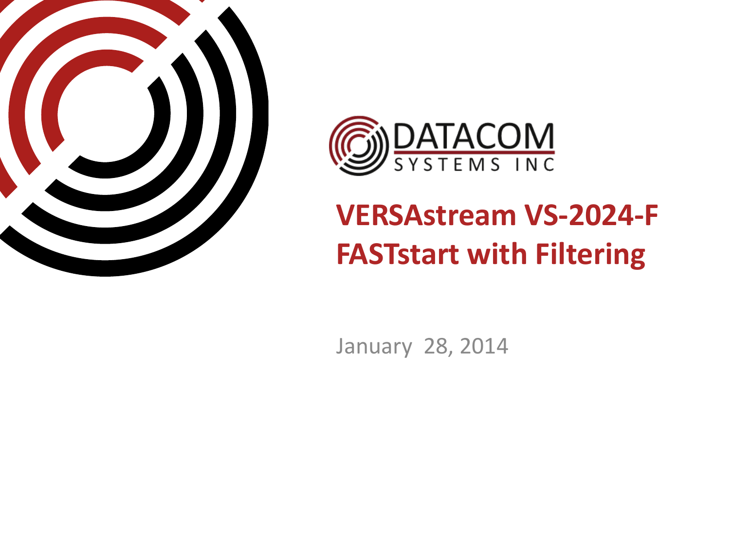DATACOM SYSTEMS INC

# VERSAstream VS-2024-F FASTstart with Filtering

January 28, 2014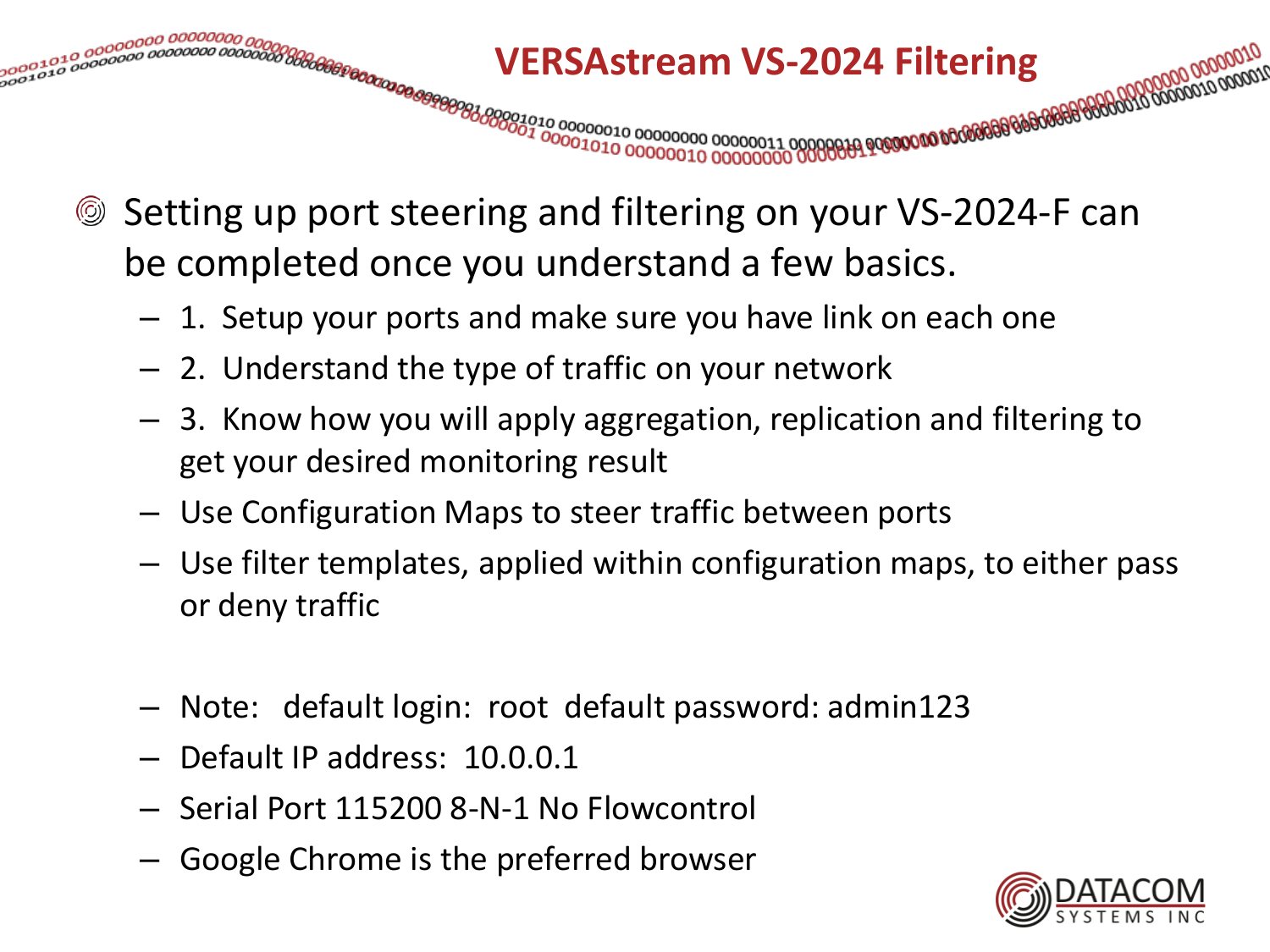# VERSAstream VS-2024 Filtering

- Setting up port steering and filtering on your VS-2024-F can be completed once you understand a few basics.
  - 1. Setup your ports and make sure you have link on each one
  - 2. Understand the type of traffic on your network
  - 3. Know how you will apply aggregation, replication and filtering to get your desired monitoring result
  - Use Configuration Maps to steer traffic between ports
  - Use filter templates, applied within configuration maps, to either pass or deny traffic

  - Note: default login: root default password: admin123
  - Default IP address: 10.0.0.1
  - Serial Port 115200 8-N-1 No Flowcontrol
  - Google Chrome is the preferred browser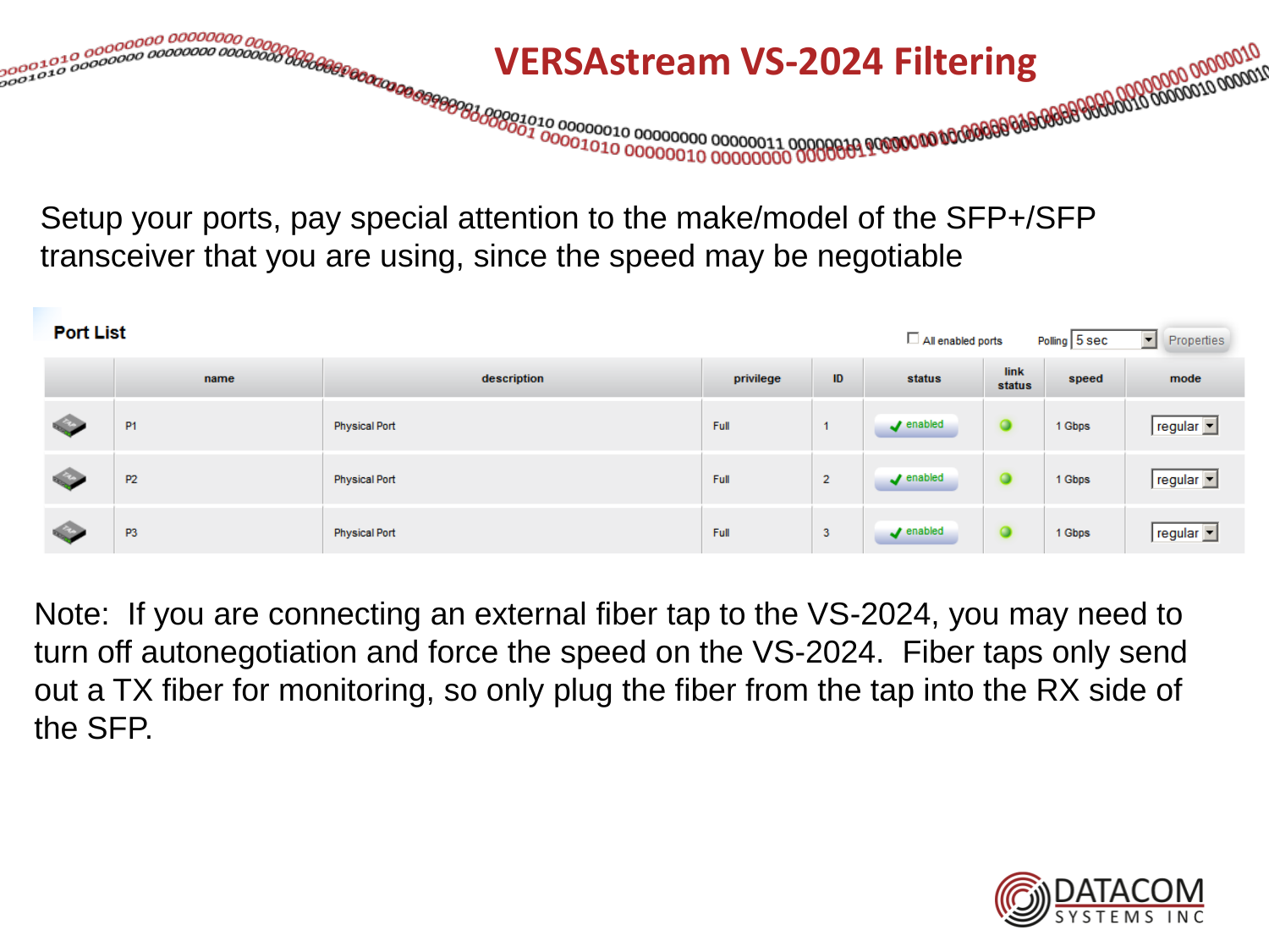# VERSAstream VS-2024 Filtering

Setup your ports, pay special attention to the make/model of the SFP+/SFP transceiver that you are using, since the speed may be negotiable

**Port List**

☐ All enabled ports    Polling 5 sec    Properties

| | name | description | privilege | ID | status | link status | speed | mode |
|---|---|---|---|---|---|---|---|---|
| | P1 | Physical Port | Full | 1 | ✔ enabled | ● | 1 Gbps | regular |
| | P2 | Physical Port | Full | 2 | ✔ enabled | ● | 1 Gbps | regular |
| | P3 | Physical Port | Full | 3 | ✔ enabled | ● | 1 Gbps | regular |

Note: If you are connecting an external fiber tap to the VS-2024, you may need to turn off autonegotiation and force the speed on the VS-2024. Fiber taps only send out a TX fiber for monitoring, so only plug the fiber from the tap into the RX side of the SFP.

DATACOM SYSTEMS INC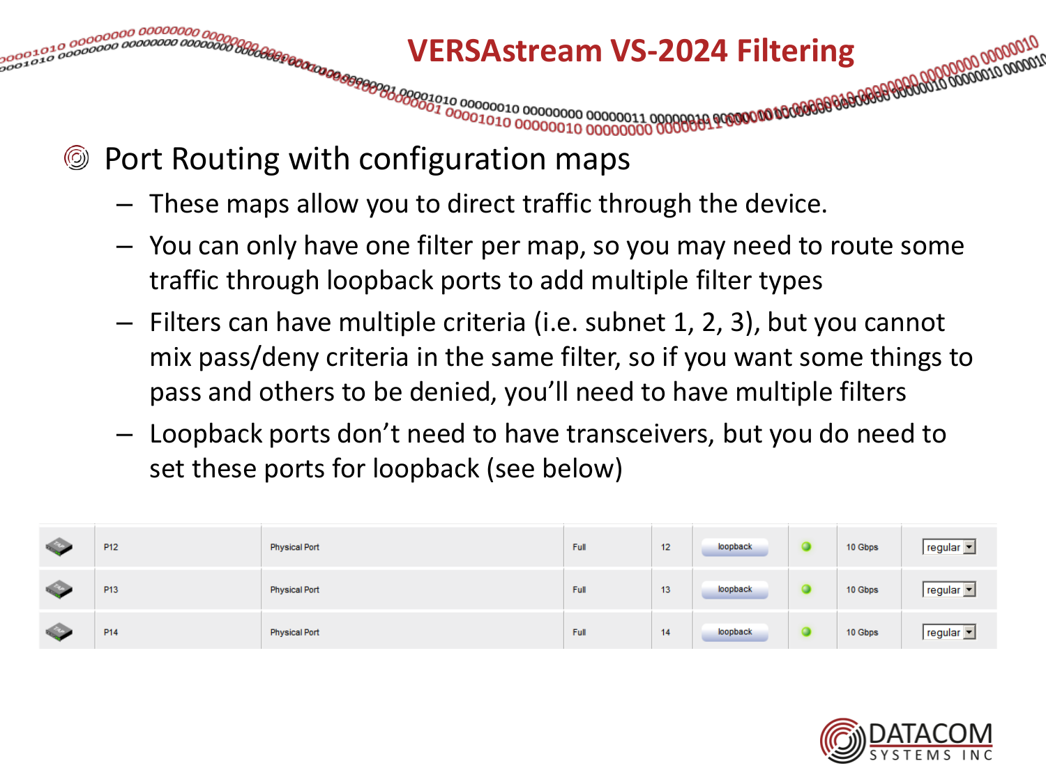# VERSAstream VS-2024 Filtering

- Port Routing with configuration maps
  - These maps allow you to direct traffic through the device.
  - You can only have one filter per map, so you may need to route some traffic through loopback ports to add multiple filter types
  - Filters can have multiple criteria (i.e. subnet 1, 2, 3), but you cannot mix pass/deny criteria in the same filter, so if you want some things to pass and others to be denied, you'll need to have multiple filters
  - Loopback ports don't need to have transceivers, but you do need to set these ports for loopback (see below)

| | | | | | | | | |
|---|---|---|---|---|---|---|---|---|
| | P12 | Physical Port | Full | 12 | loopback | | 10 Gbps | regular |
| | P13 | Physical Port | Full | 13 | loopback | | 10 Gbps | regular |
| | P14 | Physical Port | Full | 14 | loopback | | 10 Gbps | regular |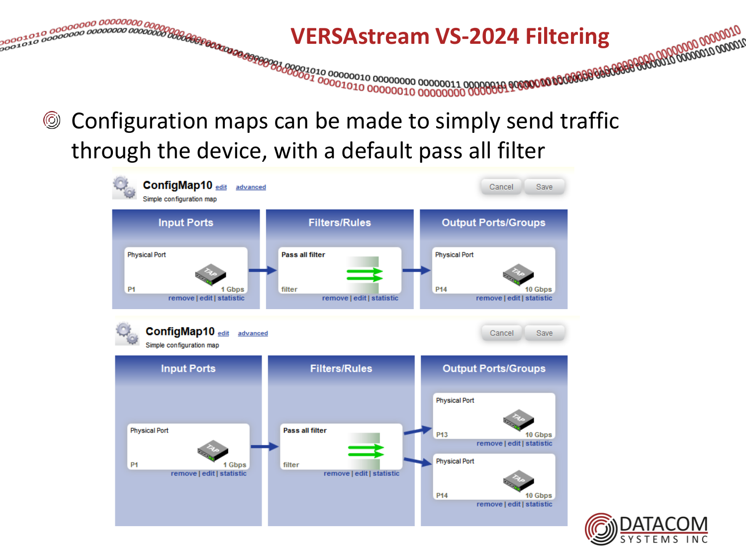# VERSAstream VS-2024 Filtering

- Configuration maps can be made to simply send traffic through the device, with a default pass all filter

**ConfigMap10** edit advanced
Simple configuration map

Cancel Save

| Input Ports | Filters/Rules | Output Ports/Groups |
| --- | --- | --- |
| Physical Port, P1, 1 Gbps, remove \| edit \| statistic | Pass all filter, filter, remove \| edit \| statistic | Physical Port, P14, 10 Gbps, remove \| edit \| statistic |

**ConfigMap10** edit advanced
Simple configuration map

Cancel Save

| Input Ports | Filters/Rules | Output Ports/Groups |
| --- | --- | --- |
| Physical Port, P1, 1 Gbps, remove \| edit \| statistic | Pass all filter, filter, remove \| edit \| statistic | Physical Port, P13, 10 Gbps, remove \| edit \| statistic |
| | | Physical Port, P14, 10 Gbps, remove \| edit \| statistic |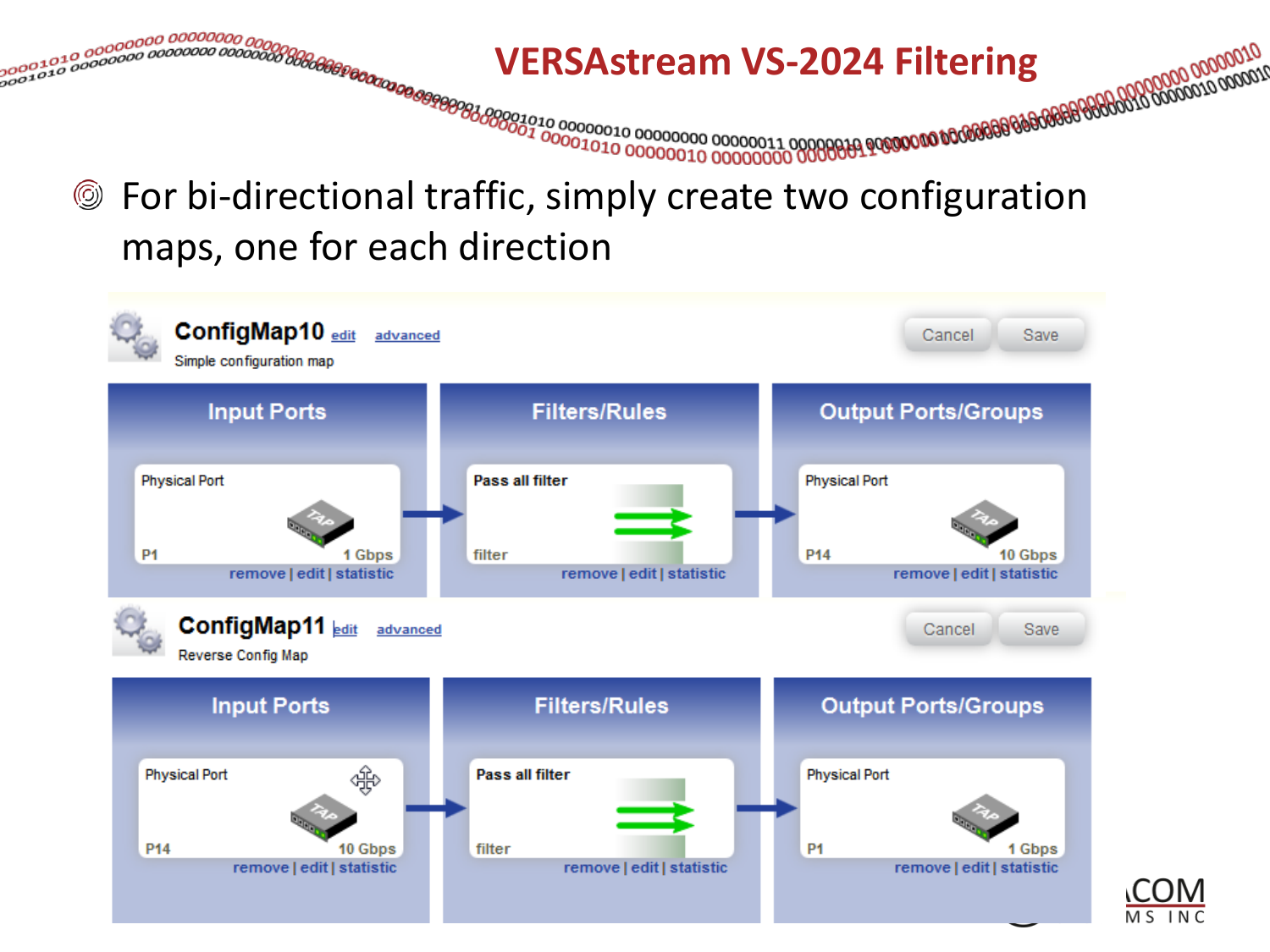# VERSAstream VS-2024 Filtering

- For bi-directional traffic, simply create two configuration maps, one for each direction

**ConfigMap10** edit advanced

Simple configuration map

Cancel Save

| Input Ports | Filters/Rules | Output Ports/Groups |
| --- | --- | --- |
| Physical Port<br>P1 1 Gbps<br>remove \| edit \| statistic | Pass all filter<br>filter<br>remove \| edit \| statistic | Physical Port<br>P14 10 Gbps<br>remove \| edit \| statistic |

**ConfigMap11** edit advanced

Reverse Config Map

Cancel Save

| Input Ports | Filters/Rules | Output Ports/Groups |
| --- | --- | --- |
| Physical Port<br>P14 10 Gbps<br>remove \| edit \| statistic | Pass all filter<br>filter<br>remove \| edit \| statistic | Physical Port<br>P1 1 Gbps<br>remove \| edit \| statistic |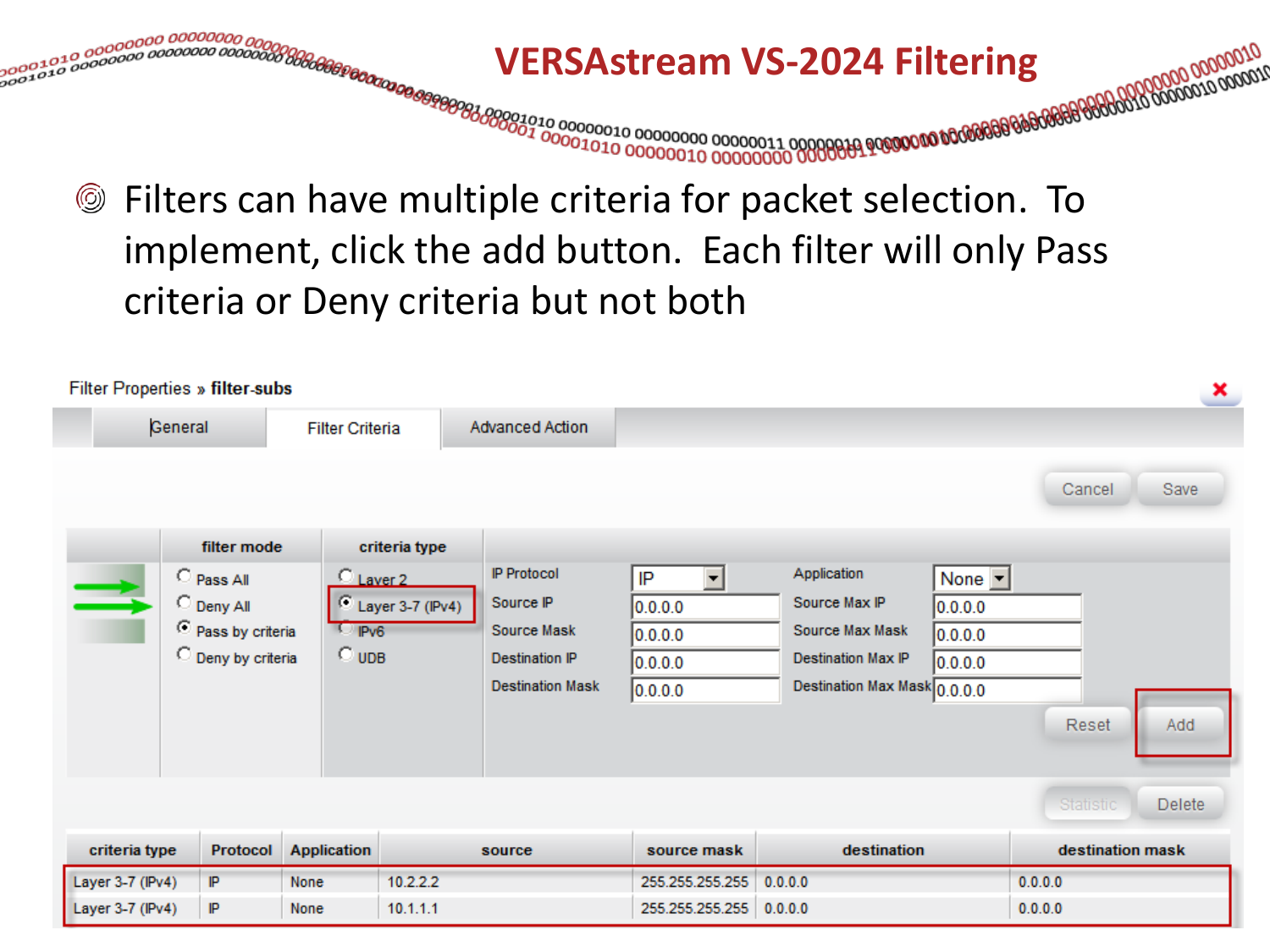# VERSAstream VS-2024 Filtering

- Filters can have multiple criteria for packet selection. To implement, click the add button. Each filter will only Pass criteria or Deny criteria but not both

Filter Properties » **filter-subs**

General | Filter Criteria | Advanced Action

Cancel | Save

**filter mode**
- Pass All
- Deny All
- Pass by criteria (selected)
- Deny by criteria

**criteria type**
- Layer 2
- Layer 3-7 (IPv4) (selected)
- IPv6
- UDB

| | | | |
|---|---|---|---|
| IP Protocol | IP | Application | None |
| Source IP | 0.0.0.0 | Source Max IP | 0.0.0.0 |
| Source Mask | 0.0.0.0 | Source Max Mask | 0.0.0.0 |
| Destination IP | 0.0.0.0 | Destination Max IP | 0.0.0.0 |
| Destination Mask | 0.0.0.0 | Destination Max Mask | 0.0.0.0 |

Reset | Add

Statistic | Delete

| criteria type | Protocol | Application | source | source mask | destination | destination mask |
|---|---|---|---|---|---|---|
| Layer 3-7 (IPv4) | IP | None | 10.2.2.2 | 255.255.255.255 | 0.0.0.0 | 0.0.0.0 |
| Layer 3-7 (IPv4) | IP | None | 10.1.1.1 | 255.255.255.255 | 0.0.0.0 | 0.0.0.0 |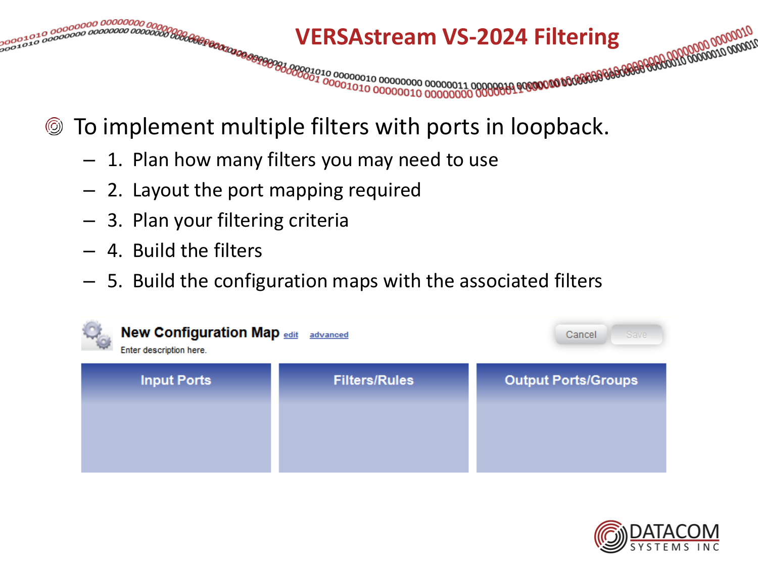# VERSAstream VS-2024 Filtering

- To implement multiple filters with ports in loopback.
  - 1. Plan how many filters you may need to use
  - 2. Layout the port mapping required
  - 3. Plan your filtering criteria
  - 4. Build the filters
  - 5. Build the configuration maps with the associated filters

**New Configuration Map** edit advanced

Enter description here.

Cancel Save

| Input Ports | Filters/Rules | Output Ports/Groups |
| --- | --- | --- |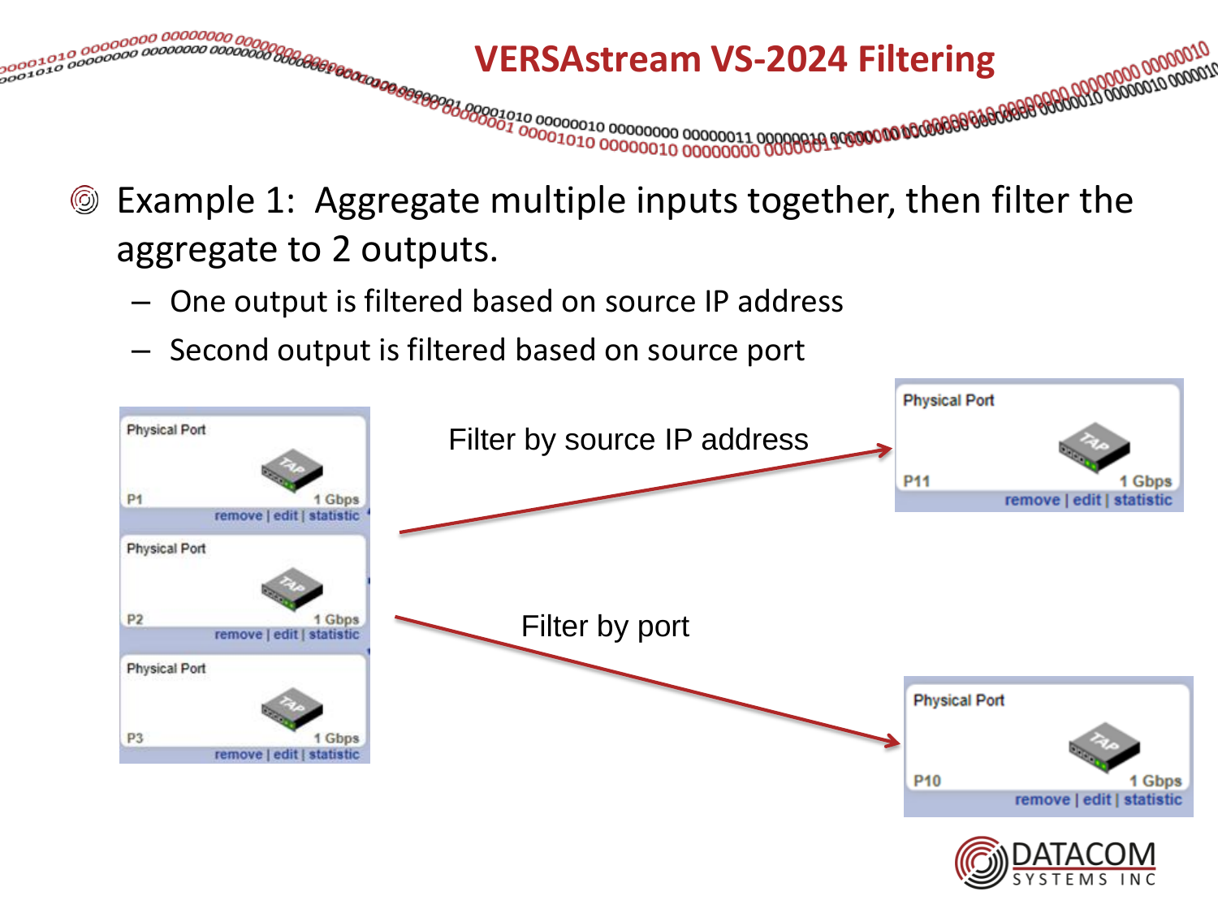# VERSAstream VS-2024 Filtering

- Example 1: Aggregate multiple inputs together, then filter the aggregate to 2 outputs.
  - One output is filtered based on source IP address
  - Second output is filtered based on source port

Physical Port
P1 1 Gbps
remove | edit | statistic

Physical Port
P2 1 Gbps
remove | edit | statistic

Physical Port
P3 1 Gbps
remove | edit | statistic

Filter by source IP address

Physical Port
P11 1 Gbps
remove | edit | statistic

Filter by port

Physical Port
P10 1 Gbps
remove | edit | statistic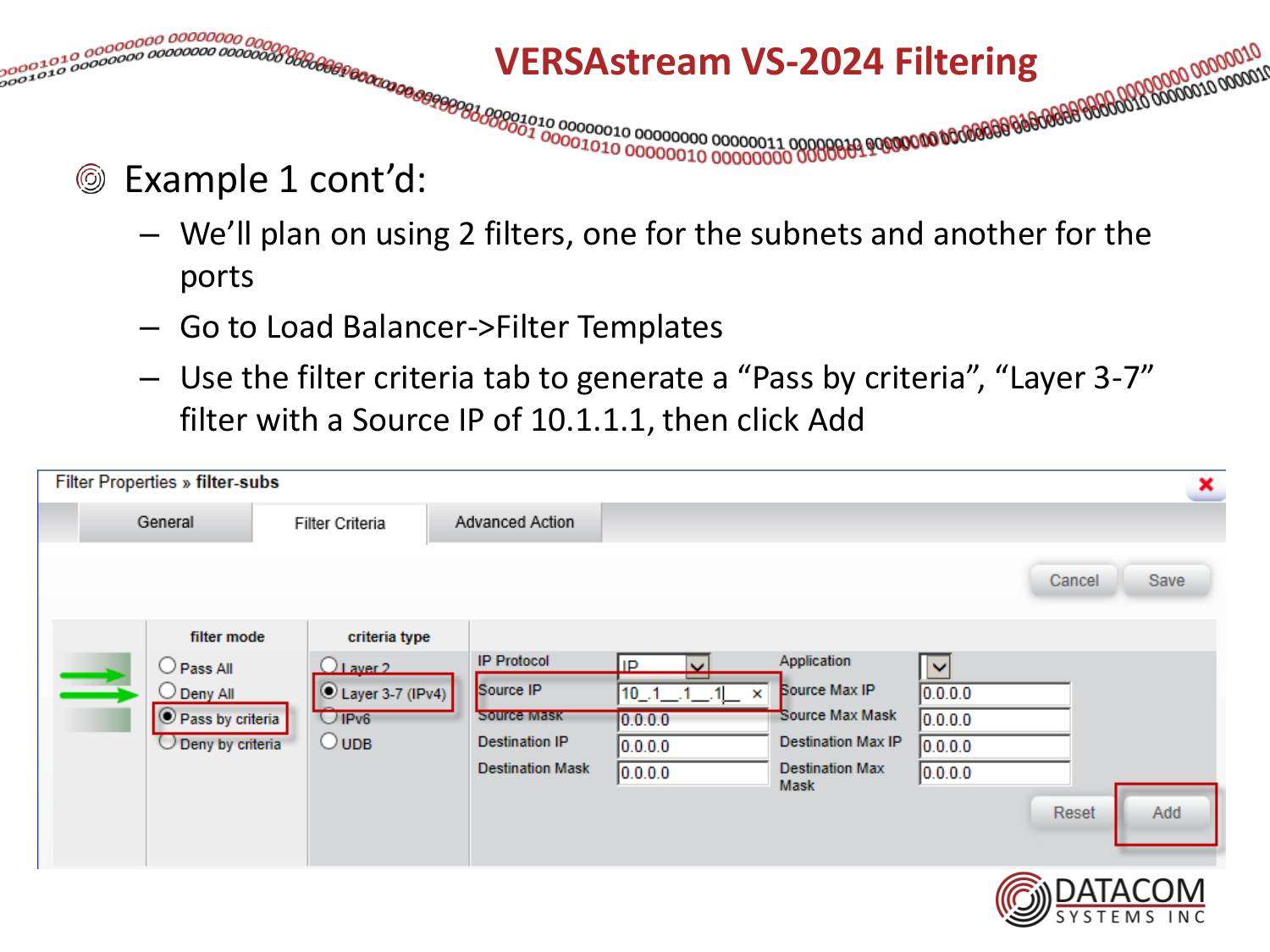# VERSAstream VS-2024 Filtering

- Example 1 cont'd:
  - We'll plan on using 2 filters, one for the subnets and another for the ports
  - Go to Load Balancer->Filter Templates
  - Use the filter criteria tab to generate a "Pass by criteria", "Layer 3-7" filter with a Source IP of 10.1.1.1, then click Add

Filter Properties » filter-subs

General | Filter Criteria | Advanced Action

Cancel | Save

| filter mode | criteria type | | | | |
|---|---|---|---|---|---|
| Pass All | Layer 2 | IP Protocol | IP | Application | |
| Deny All | Layer 3-7 (IPv4) | Source IP | 10.1.1.1 | Source Max IP | 0.0.0.0 |
| Pass by criteria | IPv6 | Source Mask | 0.0.0.0 | Source Max Mask | 0.0.0.0 |
| Deny by criteria | UDB | Destination IP | 0.0.0.0 | Destination Max IP | 0.0.0.0 |
| | | Destination Mask | 0.0.0.0 | Destination Max Mask | 0.0.0.0 |

Reset | Add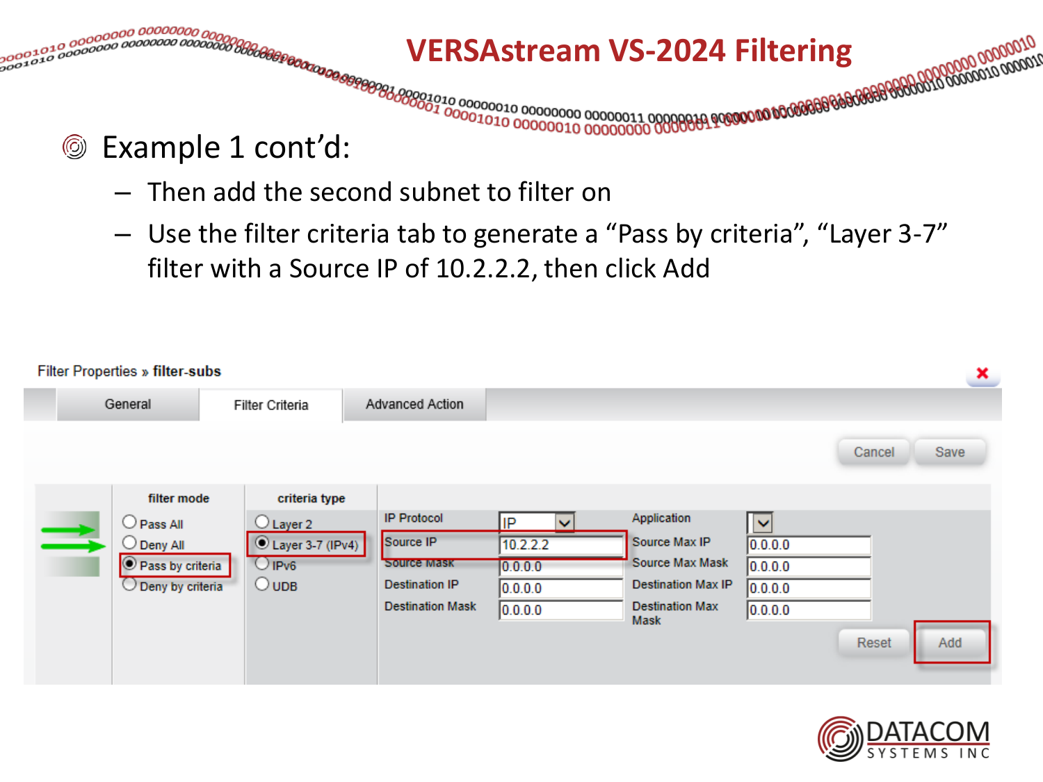# VERSAstream VS-2024 Filtering

- Example 1 cont'd:
  - Then add the second subnet to filter on
  - Use the filter criteria tab to generate a "Pass by criteria", "Layer 3-7" filter with a Source IP of 10.2.2.2, then click Add

Filter Properties » **filter-subs**

General | Filter Criteria | Advanced Action

Cancel | Save

| filter mode | criteria type | | | | |
|---|---|---|---|---|---|
| ○ Pass All | ○ Layer 2 | IP Protocol | IP | Application | |
| ○ Deny All | ● Layer 3-7 (IPv4) | Source IP | 10.2.2.2 | Source Max IP | 0.0.0.0 |
| ● Pass by criteria | ○ IPv6 | Source Mask | 0.0.0.0 | Source Max Mask | 0.0.0.0 |
| ○ Deny by criteria | ○ UDB | Destination IP | 0.0.0.0 | Destination Max IP | 0.0.0.0 |
| | | Destination Mask | 0.0.0.0 | Destination Max Mask | 0.0.0.0 |

Reset | Add

DATACOM SYSTEMS INC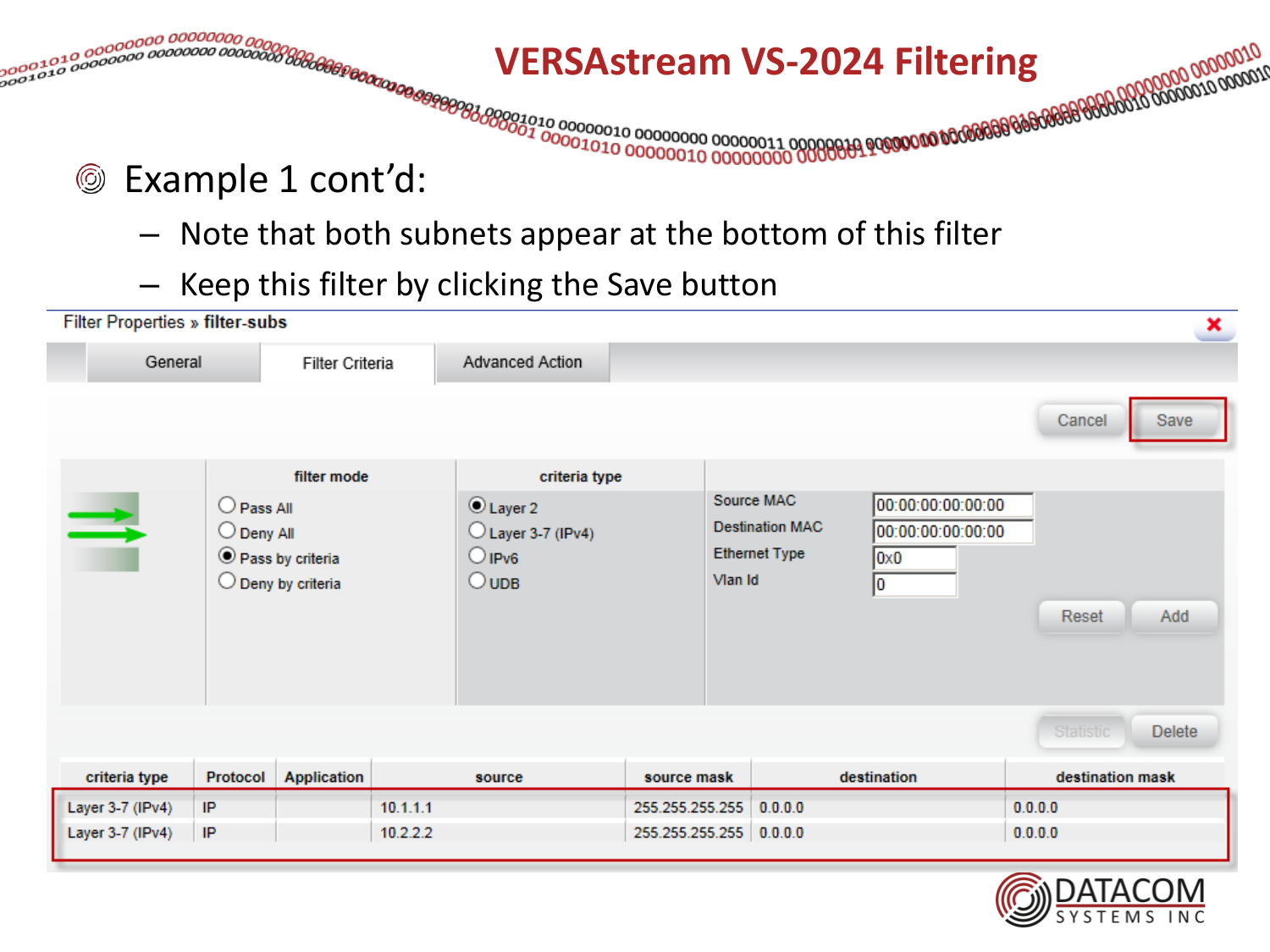# VERSAstream VS-2024 Filtering

- Example 1 cont'd:
  - Note that both subnets appear at the bottom of this filter
  - Keep this filter by clicking the Save button

Filter Properties » **filter-subs**

General | Filter Criteria | Advanced Action

Cancel | Save

**filter mode**

- Pass All
- Deny All
- Pass by criteria (selected)
- Deny by criteria

**criteria type**

- Layer 2 (selected)
- Layer 3-7 (IPv4)
- IPv6
- UDB

| | |
|---|---|
| Source MAC | 00:00:00:00:00:00 |
| Destination MAC | 00:00:00:00:00:00 |
| Ethernet Type | 0x0 |
| Vlan Id | 0 |

Reset | Add

Statistic | Delete

| criteria type | Protocol | Application | source | source mask | destination | destination mask |
|---|---|---|---|---|---|---|
| Layer 3-7 (IPv4) | IP | | 10.1.1.1 | 255.255.255.255 | 0.0.0.0 | 0.0.0.0 |
| Layer 3-7 (IPv4) | IP | | 10.2.2.2 | 255.255.255.255 | 0.0.0.0 | 0.0.0.0 |

DATACOM SYSTEMS INC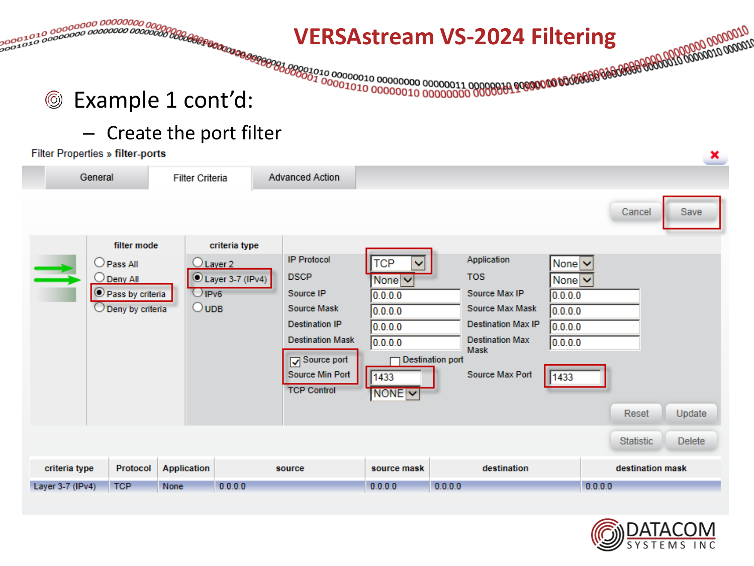# VERSAstream VS-2024 Filtering

- Example 1 cont'd:
  - Create the port filter

Filter Properties » **filter-ports**

General | Filter Criteria | Advanced Action

Cancel | Save

**filter mode**

- Pass All
- Deny All
- Pass by criteria (selected)
- Deny by criteria

**criteria type**

- Layer 2
- Layer 3-7 (IPv4) (selected)
- IPv6
- UDB

| Field | Value | Field | Value |
|---|---|---|---|
| IP Protocol | TCP | Application | None |
| DSCP | None | TOS | None |
| Source IP | 0.0.0.0 | Source Max IP | 0.0.0.0 |
| Source Mask | 0.0.0.0 | Source Max Mask | 0.0.0.0 |
| Destination IP | 0.0.0.0 | Destination Max IP | 0.0.0.0 |
| Destination Mask | 0.0.0.0 | Destination Max Mask | 0.0.0.0 |
| ☑ Source port | | ☐ Destination port | |
| Source Min Port | 1433 | Source Max Port | 1433 |
| TCP Control | NONE | | |

Reset | Update | Statistic | Delete

| criteria type | Protocol | Application | source | source mask | destination | destination mask |
|---|---|---|---|---|---|---|
| Layer 3-7 (IPv4) | TCP | None | 0.0.0.0 | 0.0.0.0 | 0.0.0.0 | 0.0.0.0 |

DATACOM SYSTEMS INC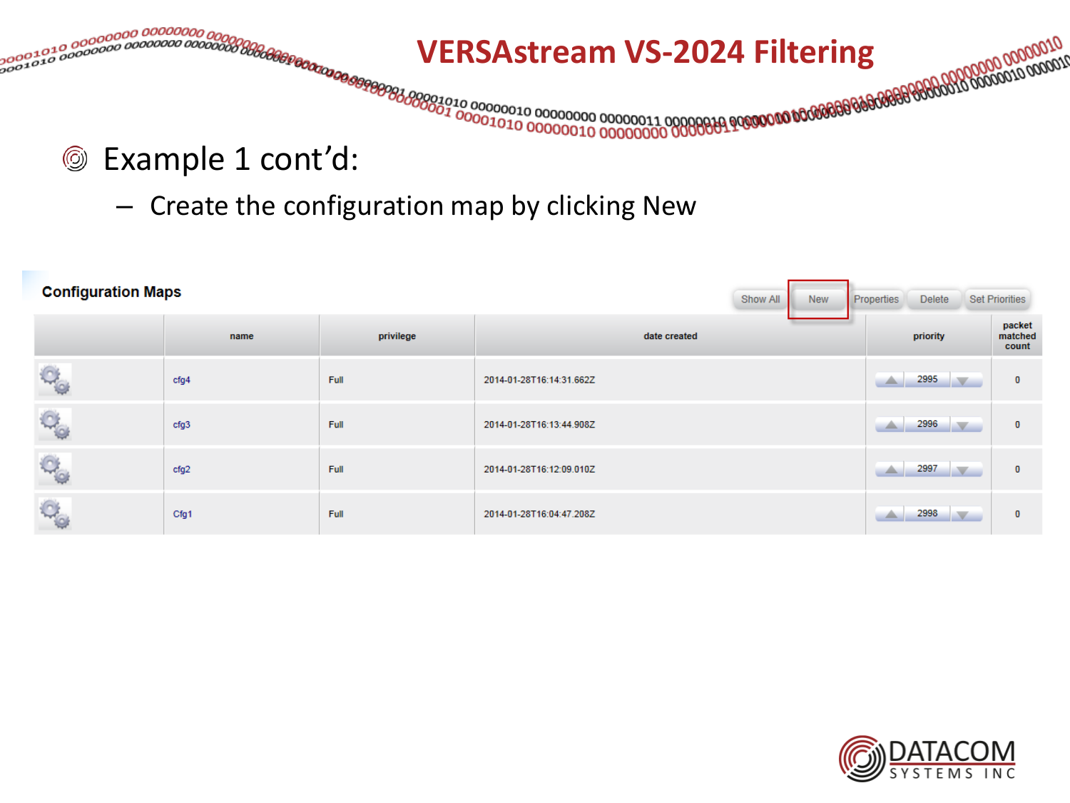# VERSAstream VS-2024 Filtering

- Example 1 cont'd:
  - Create the configuration map by clicking New

**Configuration Maps**

Show All | New | Properties | Delete | Set Priorities

|  | name | privilege | date created | priority | packet matched count |
|---|---|---|---|---|---|
|  | cfg4 | Full | 2014-01-28T16:14:31.662Z | 2995 | 0 |
|  | cfg3 | Full | 2014-01-28T16:13:44.908Z | 2996 | 0 |
|  | cfg2 | Full | 2014-01-28T16:12:09.010Z | 2997 | 0 |
|  | Cfg1 | Full | 2014-01-28T16:04:47.208Z | 2998 | 0 |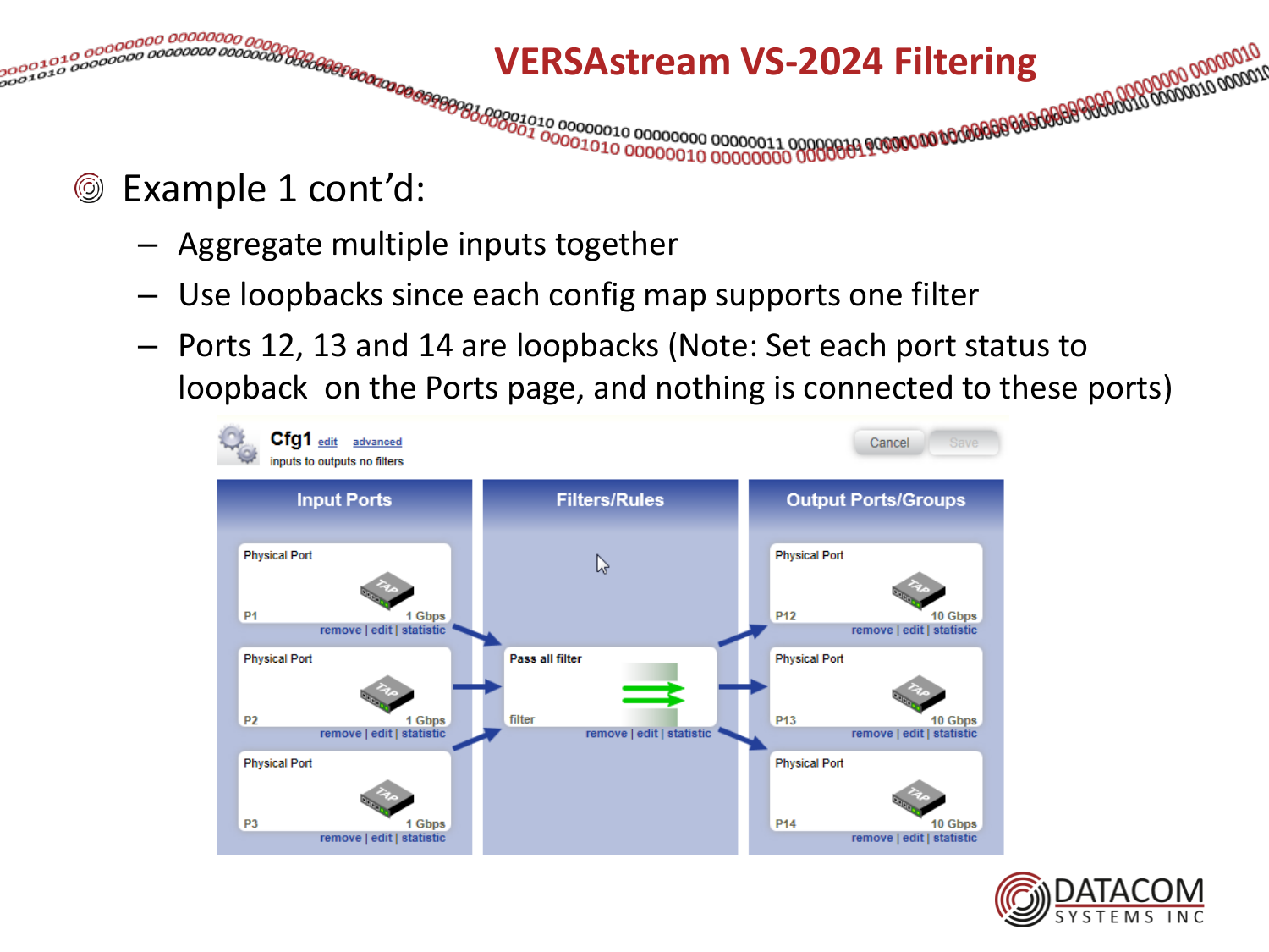# VERSAstream VS-2024 Filtering

- Example 1 cont'd:
  - Aggregate multiple inputs together
  - Use loopbacks since each config map supports one filter
  - Ports 12, 13 and 14 are loopbacks (Note: Set each port status to loopback on the Ports page, and nothing is connected to these ports)

**Cfg1** edit advanced
inputs to outputs no filters

Cancel Save

| Input Ports | Filters/Rules | Output Ports/Groups |
|---|---|---|
| Physical Port P1 1 Gbps (remove \| edit \| statistic) | | Physical Port P12 10 Gbps (remove \| edit \| statistic) |
| Physical Port P2 1 Gbps (remove \| edit \| statistic) | Pass all filter — filter (remove \| edit \| statistic) | Physical Port P13 10 Gbps (remove \| edit \| statistic) |
| Physical Port P3 1 Gbps (remove \| edit \| statistic) | | Physical Port P14 10 Gbps (remove \| edit \| statistic) |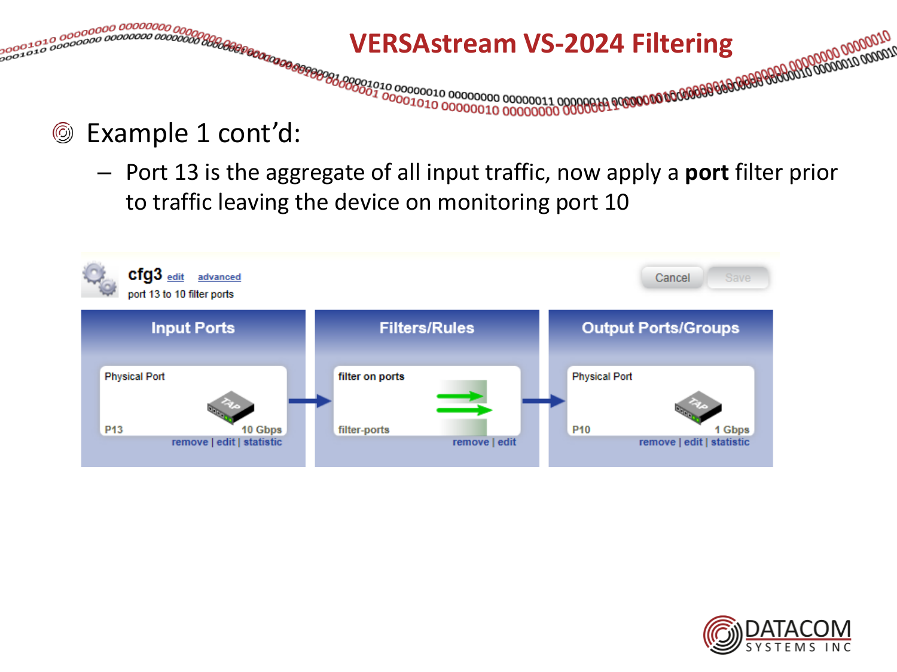# VERSAstream VS-2024 Filtering

- Example 1 cont'd:
  - Port 13 is the aggregate of all input traffic, now apply a **port** filter prior to traffic leaving the device on monitoring port 10

**cfg3** edit advanced
port 13 to 10 filter ports

Cancel | Save

| Input Ports | Filters/Rules | Output Ports/Groups |
|---|---|---|
| Physical Port<br>P13 10 Gbps<br>remove \| edit \| statistic | filter on ports<br>filter-ports<br>remove \| edit | Physical Port<br>P10 1 Gbps<br>remove \| edit \| statistic |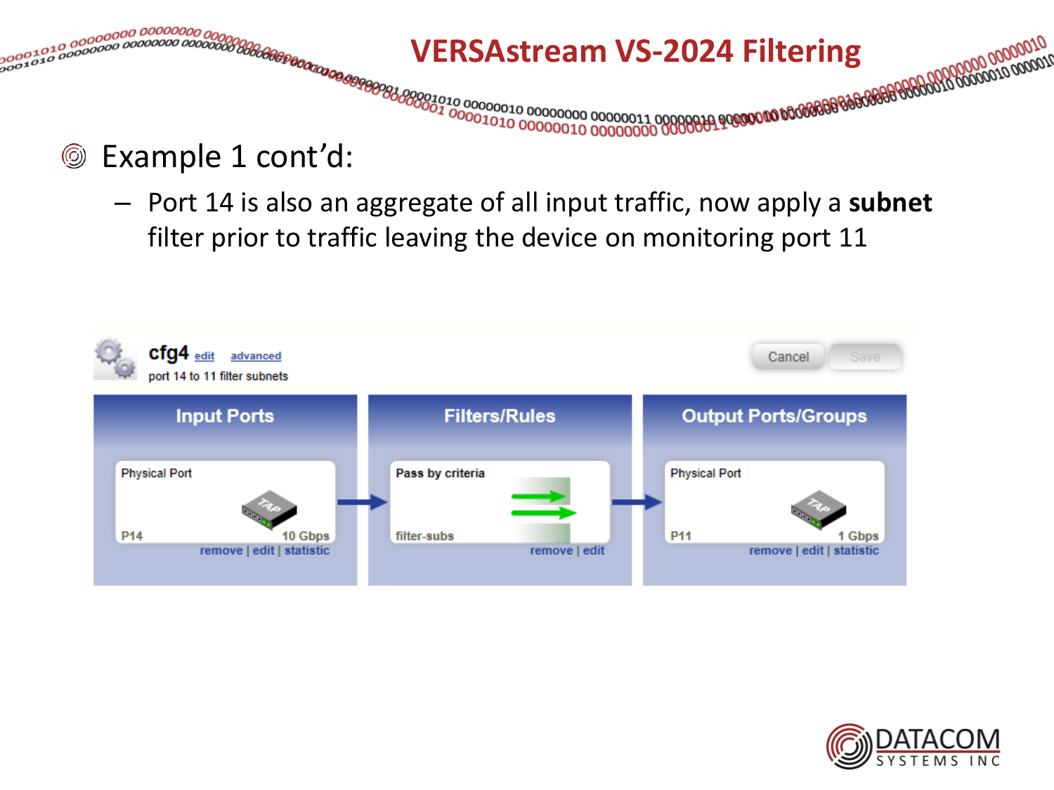# VERSAstream VS-2024 Filtering

- Example 1 cont'd:
  - Port 14 is also an aggregate of all input traffic, now apply a **subnet** filter prior to traffic leaving the device on monitoring port 11

**cfg4** edit advanced

port 14 to 11 filter subnets

Cancel | Save

| Input Ports | Filters/Rules | Output Ports/Groups |
| --- | --- | --- |
| Physical Port<br>P14 10 Gbps<br>remove \| edit \| statistic | Pass by criteria<br>filter-subs<br>remove \| edit | Physical Port<br>P11 1 Gbps<br>remove \| edit \| statistic |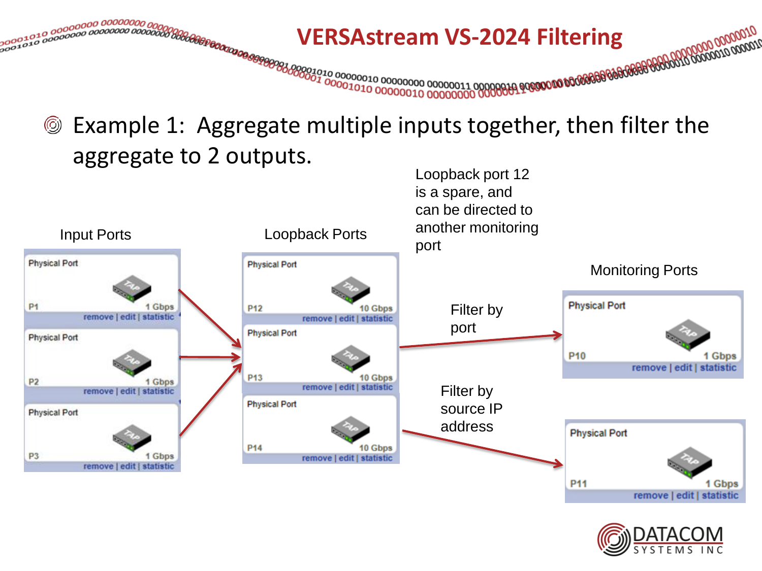# VERSAstream VS-2024 Filtering

- Example 1: Aggregate multiple inputs together, then filter the aggregate to 2 outputs.

Loopback port 12 is a spare, and can be directed to another monitoring port

Input Ports

| Physical Port | | |
|---|---|---|
| P1 | 1 Gbps | remove \| edit \| statistic |
| P2 | 1 Gbps | remove \| edit \| statistic |
| P3 | 1 Gbps | remove \| edit \| statistic |

Loopback Ports

| Physical Port | | |
|---|---|---|
| P12 | 10 Gbps | remove \| edit \| statistic |
| P13 | 10 Gbps | remove \| edit \| statistic |
| P14 | 10 Gbps | remove \| edit \| statistic |

Filter by port

Filter by source IP address

Monitoring Ports

| Physical Port | | |
|---|---|---|
| P10 | 1 Gbps | remove \| edit \| statistic |
| P11 | 1 Gbps | remove \| edit \| statistic |

DATACOM SYSTEMS INC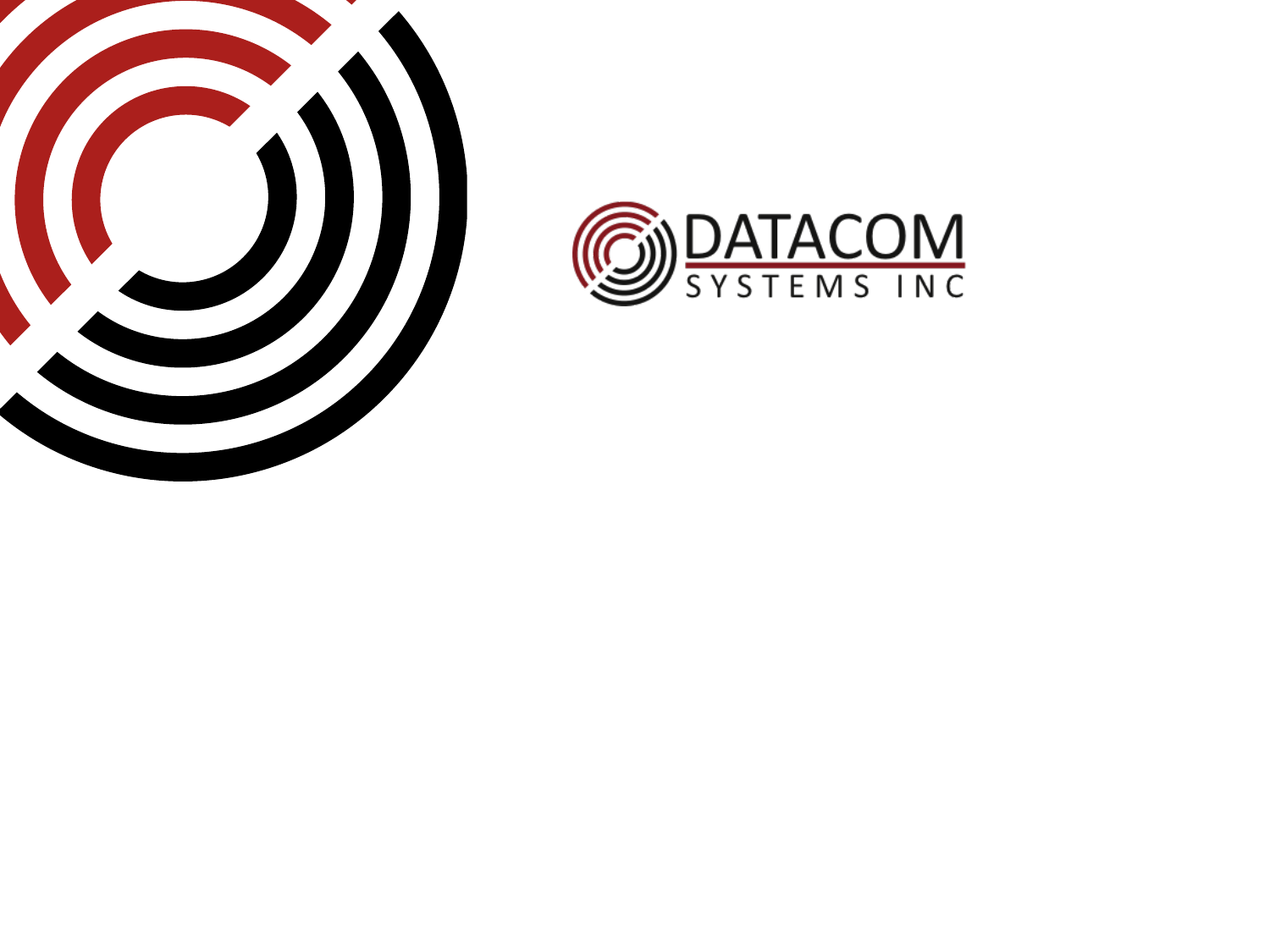DATACOM

SYSTEMS INC